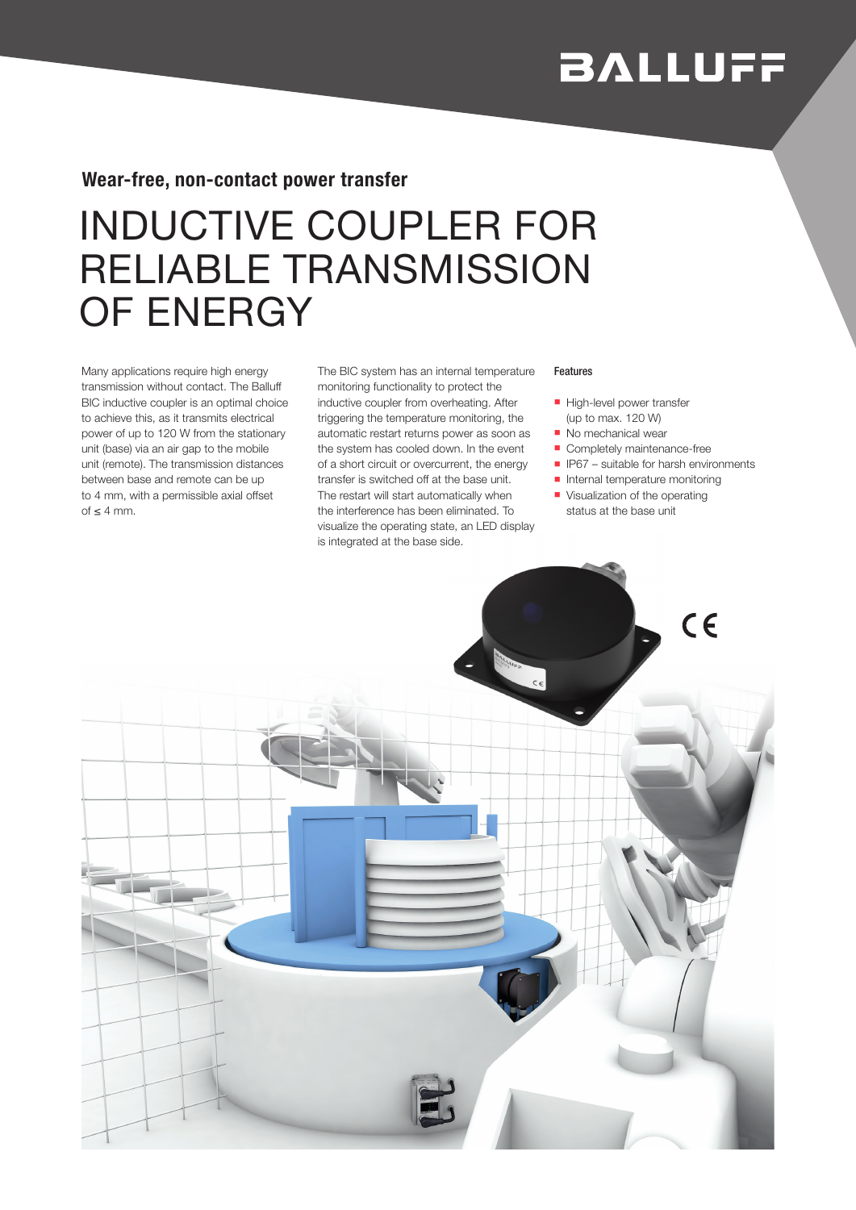**Wear-free, non-contact power transfer**

# INDUCTIVE COUPLER FOR RELIABLE TRANSMISSION OF ENERGY

Many applications require high energy transmission without contact. The Balluff BIC inductive coupler is an optimal choice to achieve this, as it transmits electrical power of up to 120 W from the stationary unit (base) via an air gap to the mobile unit (remote). The transmission distances between base and remote can be up to 4 mm, with a permissible axial offset of ≤ 4 mm.

The BIC system has an internal temperature monitoring functionality to protect the inductive coupler from overheating. After triggering the temperature monitoring, the automatic restart returns power as soon as the system has cooled down. In the event of a short circuit or overcurrent, the energy transfer is switched off at the base unit. The restart will start automatically when the interference has been eliminated. To visualize the operating state, an LED display is integrated at the base side.

**Features**

- High-level power transfer (up to max. 120 W)
- No mechanical wear
- Completely maintenance-free
- IP67 – suitable for harsh environments
- Internal temperature monitoring
- Visualization of the operating status at the base unit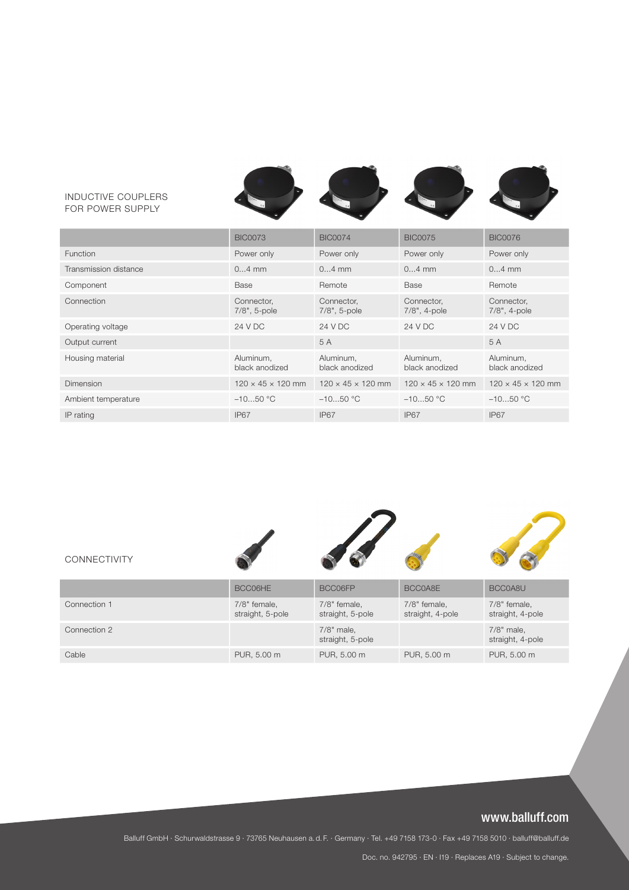## INDUCTIVE COUPLERS FOR POWER SUPPLY

| | BIC0073 | BIC0074 | BIC0075 | BIC0076 |
|---|---|---|---|---|
| Function | Power only | Power only | Power only | Power only |
| Transmission distance | 0…4 mm | 0…4 mm | 0…4 mm | 0…4 mm |
| Component | Base | Remote | Base | Remote |
| Connection | Connector, 7/8", 5-pole | Connector, 7/8", 5-pole | Connector, 7/8", 4-pole | Connector, 7/8", 4-pole |
| Operating voltage | 24 V DC | 24 V DC | 24 V DC | 24 V DC |
| Output current | | 5 A | | 5 A |
| Housing material | Aluminum, black anodized | Aluminum, black anodized | Aluminum, black anodized | Aluminum, black anodized |
| Dimension | 120 × 45 × 120 mm | 120 × 45 × 120 mm | 120 × 45 × 120 mm | 120 × 45 × 120 mm |
| Ambient temperature | −10…50 °C | −10…50 °C | −10…50 °C | −10…50 °C |
| IP rating | IP67 | IP67 | IP67 | IP67 |

## CONNECTIVITY

| | BCC06HE | BCC06FP | BCC0A8E | BCC0A8U |
|---|---|---|---|---|
| Connection 1 | 7/8" female, straight, 5-pole | 7/8" female, straight, 5-pole | 7/8" female, straight, 4-pole | 7/8" female, straight, 4-pole |
| Connection 2 | | 7/8" male, straight, 5-pole | | 7/8" male, straight, 4-pole |
| Cable | PUR, 5.00 m | PUR, 5.00 m | PUR, 5.00 m | PUR, 5.00 m |

www.balluff.com

Balluff GmbH · Schurwaldstrasse 9 · 73765 Neuhausen a. d. F. · Germany · Tel. +49 7158 173-0 · Fax +49 7158 5010 · balluff@balluff.de

Doc. no. 942795 · EN · I19 · Replaces A19 · Subject to change.